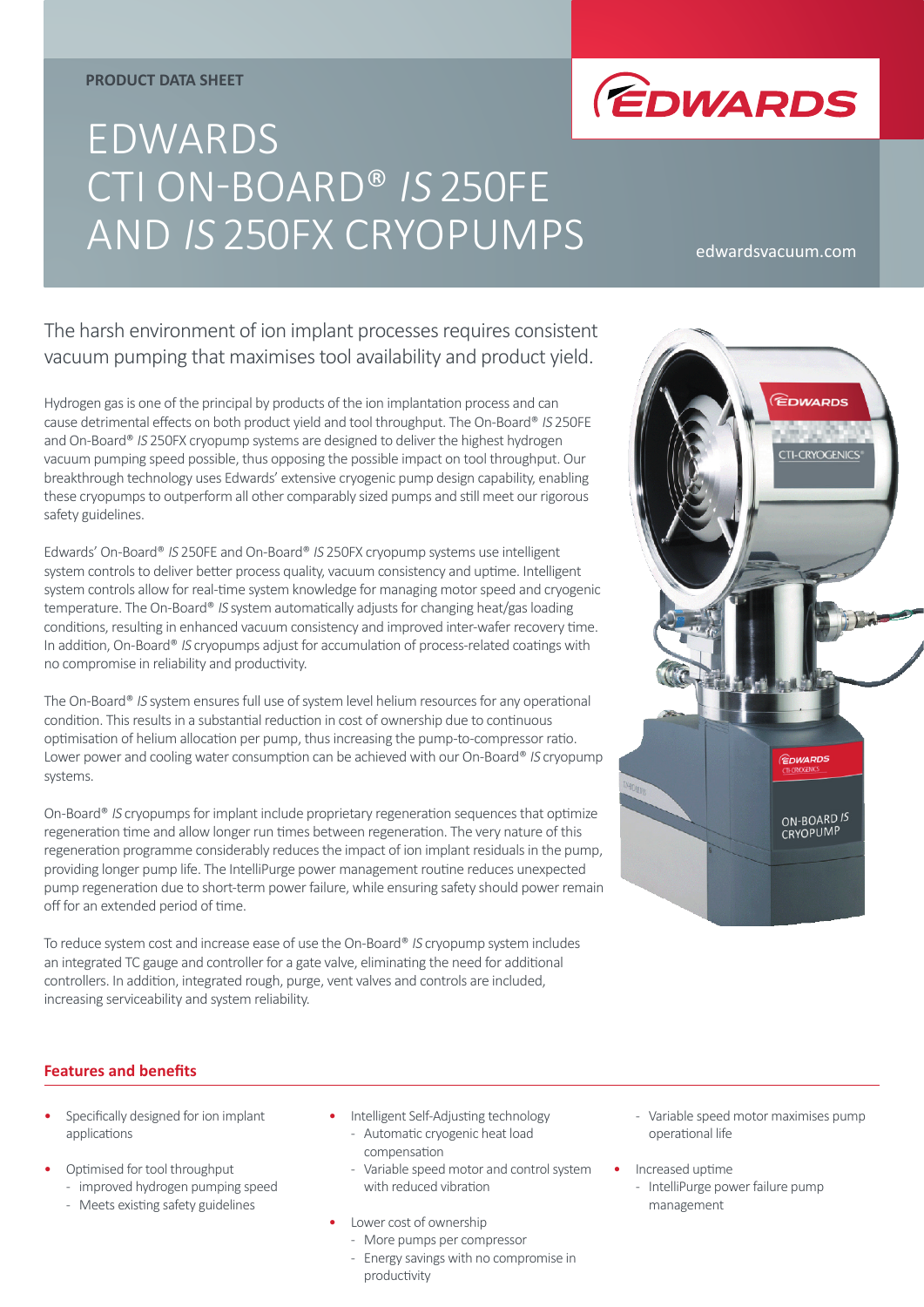PRODUCT DATA SHEET

# EDWARDS CTI ON-BOARD® *IS* 250FE AND *IS* 250FX CRYOPUMPS

edwardsvacuum.com

The harsh environment of ion implant processes requires consistent vacuum pumping that maximises tool availability and product yield.

Hydrogen gas is one of the principal by products of the ion implantation process and can cause detrimental effects on both product yield and tool throughput. The On-Board® *IS* 250FE and On-Board® *IS* 250FX cryopump systems are designed to deliver the highest hydrogen vacuum pumping speed possible, thus opposing the possible impact on tool throughput. Our breakthrough technology uses Edwards' extensive cryogenic pump design capability, enabling these cryopumps to outperform all other comparably sized pumps and still meet our rigorous safety guidelines.

Edwards' On-Board® *IS* 250FE and On-Board® *IS* 250FX cryopump systems use intelligent system controls to deliver better process quality, vacuum consistency and uptime. Intelligent system controls allow for real-time system knowledge for managing motor speed and cryogenic temperature. The On-Board® *IS* system automatically adjusts for changing heat/gas loading conditions, resulting in enhanced vacuum consistency and improved inter-wafer recovery time. In addition, On-Board® *IS* cryopumps adjust for accumulation of process-related coatings with no compromise in reliability and productivity.

The On-Board® *IS* system ensures full use of system level helium resources for any operational condition. This results in a substantial reduction in cost of ownership due to continuous optimisation of helium allocation per pump, thus increasing the pump-to-compressor ratio. Lower power and cooling water consumption can be achieved with our On-Board® *IS* cryopump systems.

On-Board® *IS* cryopumps for implant include proprietary regeneration sequences that optimize regeneration time and allow longer run times between regeneration. The very nature of this regeneration programme considerably reduces the impact of ion implant residuals in the pump, providing longer pump life. The IntelliPurge power management routine reduces unexpected pump regeneration due to short-term power failure, while ensuring safety should power remain off for an extended period of time.

To reduce system cost and increase ease of use the On-Board® *IS* cryopump system includes an integrated TC gauge and controller for a gate valve, eliminating the need for additional controllers. In addition, integrated rough, purge, vent valves and controls are included, increasing serviceability and system reliability.

## Features and benefits

- Specifically designed for ion implant applications
- Optimised for tool throughput
  - improved hydrogen pumping speed
  - Meets existing safety guidelines
- Intelligent Self-Adjusting technology
  - Automatic cryogenic heat load compensation
  - Variable speed motor and control system with reduced vibration
- Lower cost of ownership
  - More pumps per compressor
  - Energy savings with no compromise in productivity
  - Variable speed motor maximises pump operational life
- Increased uptime
  - IntelliPurge power failure pump management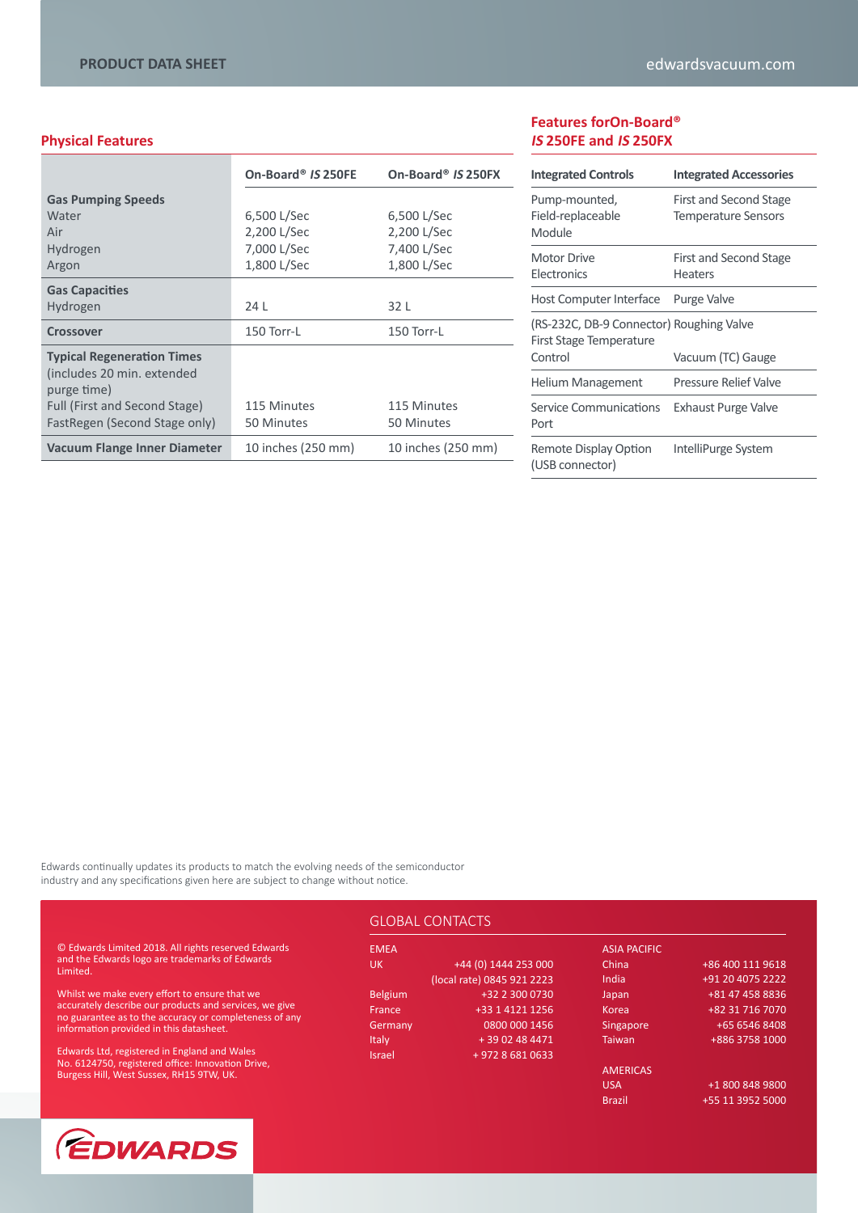## Physical Features

| | On-Board® *IS* 250FE | On-Board® *IS* 250FX |
|---|---|---|
| **Gas Pumping Speeds** | | |
| Water | 6,500 L/Sec | 6,500 L/Sec |
| Air | 2,200 L/Sec | 2,200 L/Sec |
| Hydrogen | 7,000 L/Sec | 7,400 L/Sec |
| Argon | 1,800 L/Sec | 1,800 L/Sec |
| **Gas Capacities** | | |
| Hydrogen | 24 L | 32 L |
| **Crossover** | 150 Torr-L | 150 Torr-L |
| **Typical Regeneration Times** (includes 20 min. extended purge time) | | |
| Full (First and Second Stage) | 115 Minutes | 115 Minutes |
| FastRegen (Second Stage only) | 50 Minutes | 50 Minutes |
| **Vacuum Flange Inner Diameter** | 10 inches (250 mm) | 10 inches (250 mm) |

## Features forOn-Board® *IS* 250FE and *IS* 250FX

| Integrated Controls | Integrated Accessories |
|---|---|
| Pump-mounted, Field-replaceable Module | First and Second Stage Temperature Sensors |
| Motor Drive Electronics | First and Second Stage Heaters |
| Host Computer Interface | Purge Valve |
| (RS-232C, DB-9 Connector) First Stage Temperature Control | Roughing Valve<br>Vacuum (TC) Gauge |
| Helium Management | Pressure Relief Valve |
| Service Communications Port | Exhaust Purge Valve |
| Remote Display Option (USB connector) | IntelliPurge System |

Edwards continually updates its products to match the evolving needs of the semiconductor industry and any specifications given here are subject to change without notice.

© Edwards Limited 2018. All rights reserved Edwards and the Edwards logo are trademarks of Edwards Limited.

Whilst we make every effort to ensure that we accurately describe our products and services, we give no guarantee as to the accuracy or completeness of any information provided in this datasheet.

Edwards Ltd, registered in England and Wales No. 6124750, registered office: Innovation Drive, Burgess Hill, West Sussex, RH15 9TW, UK.

### GLOBAL CONTACTS

**EMEA**

| | |
|---|---|
| UK | +44 (0) 1444 253 000<br>(local rate) 0845 921 2223 |
| Belgium | +32 2 300 0730 |
| France | +33 1 4121 1256 |
| Germany | 0800 000 1456 |
| Italy | + 39 02 48 4471 |
| Israel | + 972 8 681 0633 |

**ASIA PACIFIC**

| | |
|---|---|
| China | +86 400 111 9618 |
| India | +91 20 4075 2222 |
| Japan | +81 47 458 8836 |
| Korea | +82 31 716 7070 |
| Singapore | +65 6546 8408 |
| Taiwan | +886 3758 1000 |

**AMERICAS**

| | |
|---|---|
| USA | +1 800 848 9800 |
| Brazil | +55 11 3952 5000 |

EDWARDS